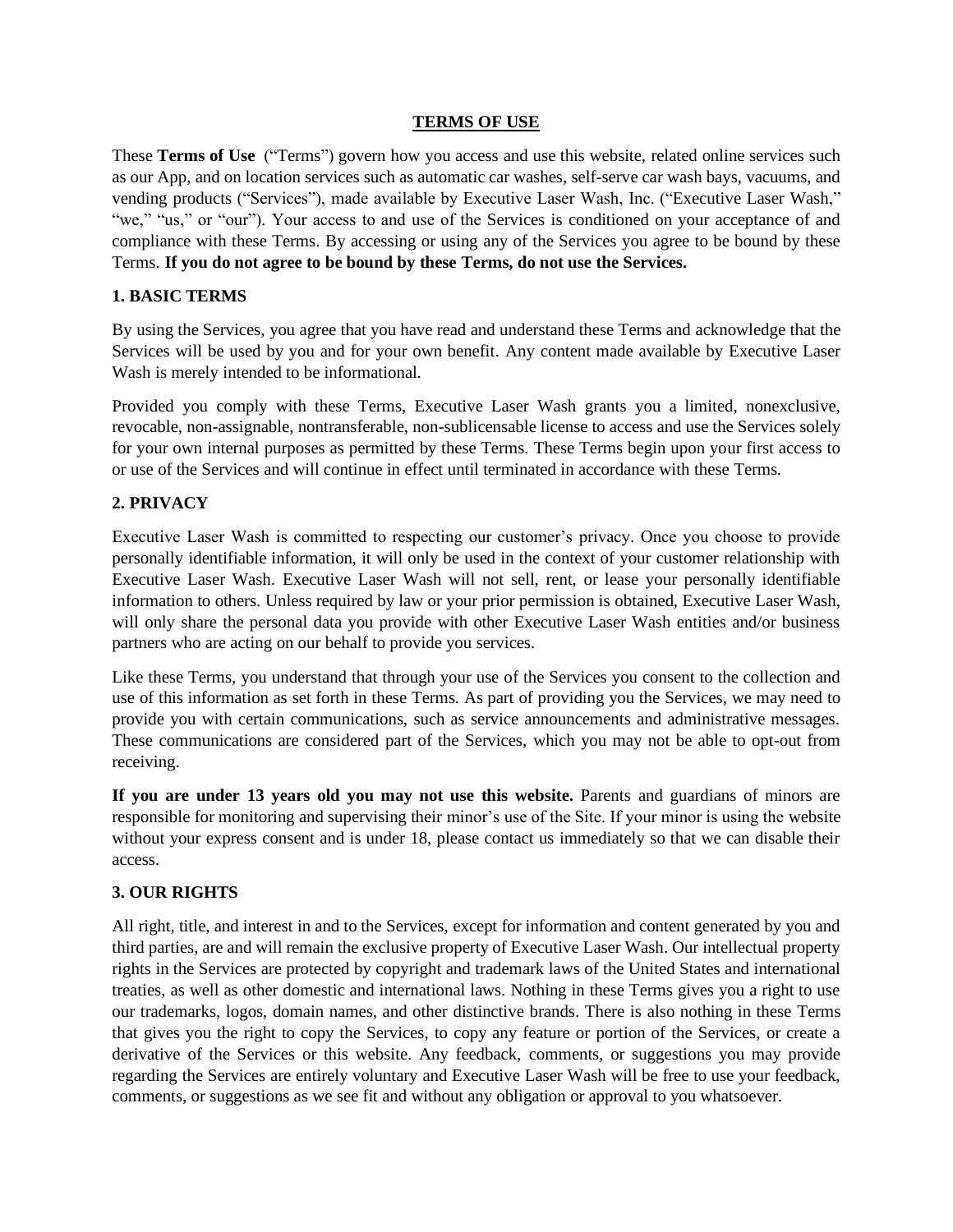# TERMS OF USE

These **Terms of Use** ("Terms") govern how you access and use this website, related online services such as our App, and on location services such as automatic car washes, self-serve car wash bays, vacuums, and vending products ("Services"), made available by Executive Laser Wash, Inc. ("Executive Laser Wash," "we," "us," or "our"). Your access to and use of the Services is conditioned on your acceptance of and compliance with these Terms. By accessing or using any of the Services you agree to be bound by these Terms. **If you do not agree to be bound by these Terms, do not use the Services.**

## 1. BASIC TERMS

By using the Services, you agree that you have read and understand these Terms and acknowledge that the Services will be used by you and for your own benefit. Any content made available by Executive Laser Wash is merely intended to be informational.

Provided you comply with these Terms, Executive Laser Wash grants you a limited, nonexclusive, revocable, non-assignable, nontransferable, non-sublicensable license to access and use the Services solely for your own internal purposes as permitted by these Terms. These Terms begin upon your first access to or use of the Services and will continue in effect until terminated in accordance with these Terms.

## 2. PRIVACY

Executive Laser Wash is committed to respecting our customer's privacy. Once you choose to provide personally identifiable information, it will only be used in the context of your customer relationship with Executive Laser Wash. Executive Laser Wash will not sell, rent, or lease your personally identifiable information to others. Unless required by law or your prior permission is obtained, Executive Laser Wash, will only share the personal data you provide with other Executive Laser Wash entities and/or business partners who are acting on our behalf to provide you services.

Like these Terms, you understand that through your use of the Services you consent to the collection and use of this information as set forth in these Terms. As part of providing you the Services, we may need to provide you with certain communications, such as service announcements and administrative messages. These communications are considered part of the Services, which you may not be able to opt-out from receiving.

**If you are under 13 years old you may not use this website.** Parents and guardians of minors are responsible for monitoring and supervising their minor's use of the Site. If your minor is using the website without your express consent and is under 18, please contact us immediately so that we can disable their access.

## 3. OUR RIGHTS

All right, title, and interest in and to the Services, except for information and content generated by you and third parties, are and will remain the exclusive property of Executive Laser Wash. Our intellectual property rights in the Services are protected by copyright and trademark laws of the United States and international treaties, as well as other domestic and international laws. Nothing in these Terms gives you a right to use our trademarks, logos, domain names, and other distinctive brands. There is also nothing in these Terms that gives you the right to copy the Services, to copy any feature or portion of the Services, or create a derivative of the Services or this website. Any feedback, comments, or suggestions you may provide regarding the Services are entirely voluntary and Executive Laser Wash will be free to use your feedback, comments, or suggestions as we see fit and without any obligation or approval to you whatsoever.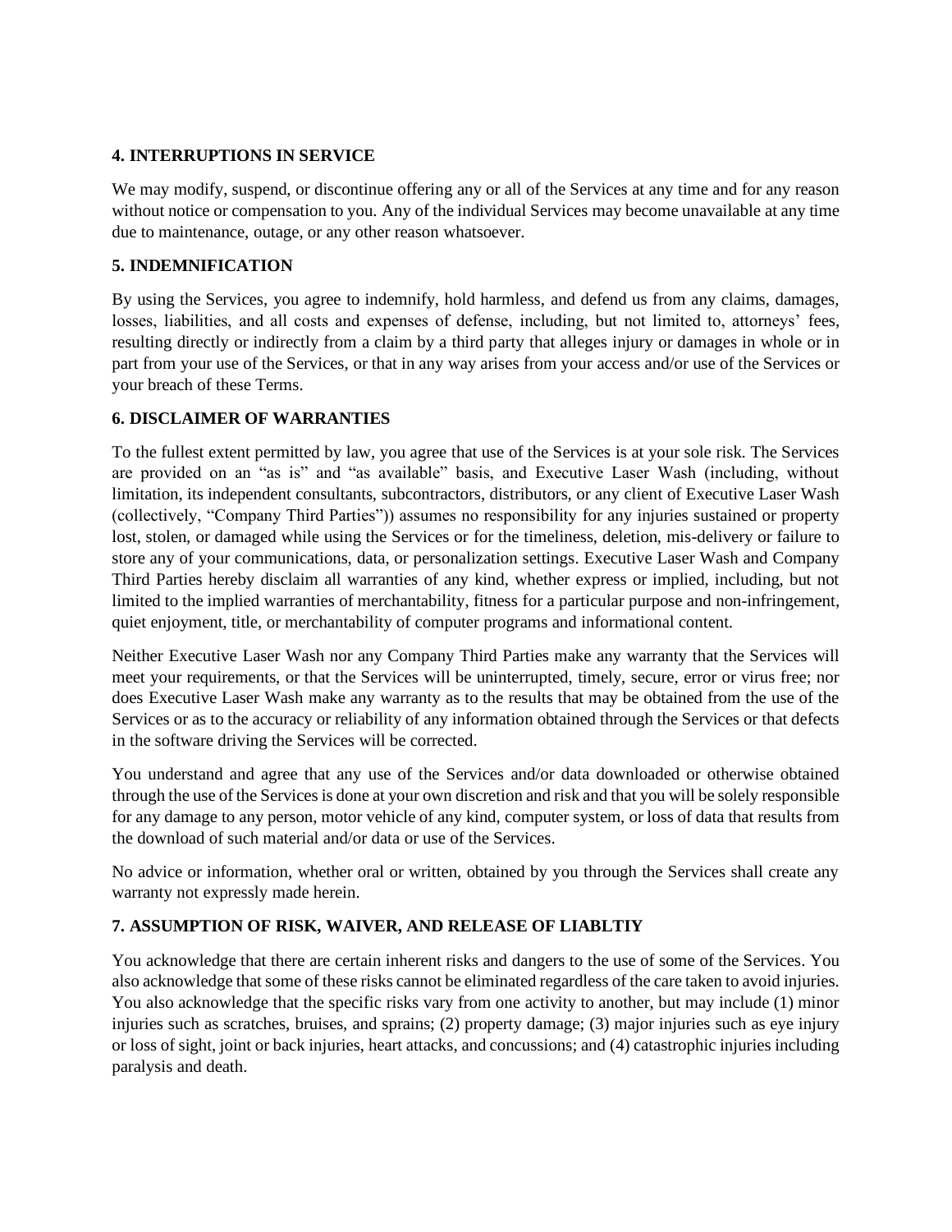**4. INTERRUPTIONS IN SERVICE**

We may modify, suspend, or discontinue offering any or all of the Services at any time and for any reason without notice or compensation to you. Any of the individual Services may become unavailable at any time due to maintenance, outage, or any other reason whatsoever.

**5. INDEMNIFICATION**

By using the Services, you agree to indemnify, hold harmless, and defend us from any claims, damages, losses, liabilities, and all costs and expenses of defense, including, but not limited to, attorneys' fees, resulting directly or indirectly from a claim by a third party that alleges injury or damages in whole or in part from your use of the Services, or that in any way arises from your access and/or use of the Services or your breach of these Terms.

**6. DISCLAIMER OF WARRANTIES**

To the fullest extent permitted by law, you agree that use of the Services is at your sole risk. The Services are provided on an "as is" and "as available" basis, and Executive Laser Wash (including, without limitation, its independent consultants, subcontractors, distributors, or any client of Executive Laser Wash (collectively, "Company Third Parties")) assumes no responsibility for any injuries sustained or property lost, stolen, or damaged while using the Services or for the timeliness, deletion, mis-delivery or failure to store any of your communications, data, or personalization settings. Executive Laser Wash and Company Third Parties hereby disclaim all warranties of any kind, whether express or implied, including, but not limited to the implied warranties of merchantability, fitness for a particular purpose and non-infringement, quiet enjoyment, title, or merchantability of computer programs and informational content.

Neither Executive Laser Wash nor any Company Third Parties make any warranty that the Services will meet your requirements, or that the Services will be uninterrupted, timely, secure, error or virus free; nor does Executive Laser Wash make any warranty as to the results that may be obtained from the use of the Services or as to the accuracy or reliability of any information obtained through the Services or that defects in the software driving the Services will be corrected.

You understand and agree that any use of the Services and/or data downloaded or otherwise obtained through the use of the Services is done at your own discretion and risk and that you will be solely responsible for any damage to any person, motor vehicle of any kind, computer system, or loss of data that results from the download of such material and/or data or use of the Services.

No advice or information, whether oral or written, obtained by you through the Services shall create any warranty not expressly made herein.

**7. ASSUMPTION OF RISK, WAIVER, AND RELEASE OF LIABLTIY**

You acknowledge that there are certain inherent risks and dangers to the use of some of the Services. You also acknowledge that some of these risks cannot be eliminated regardless of the care taken to avoid injuries. You also acknowledge that the specific risks vary from one activity to another, but may include (1) minor injuries such as scratches, bruises, and sprains; (2) property damage; (3) major injuries such as eye injury or loss of sight, joint or back injuries, heart attacks, and concussions; and (4) catastrophic injuries including paralysis and death.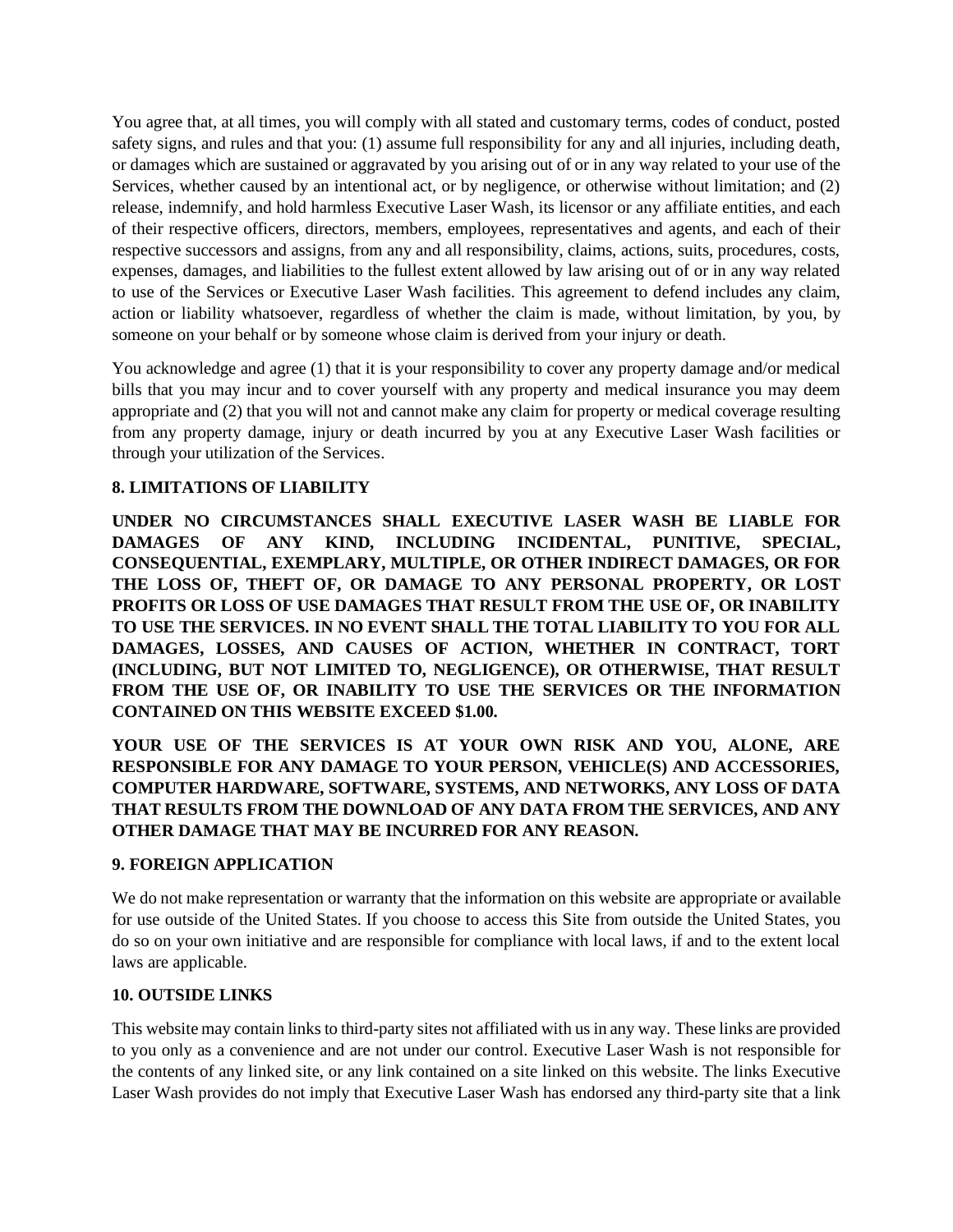You agree that, at all times, you will comply with all stated and customary terms, codes of conduct, posted safety signs, and rules and that you: (1) assume full responsibility for any and all injuries, including death, or damages which are sustained or aggravated by you arising out of or in any way related to your use of the Services, whether caused by an intentional act, or by negligence, or otherwise without limitation; and (2) release, indemnify, and hold harmless Executive Laser Wash, its licensor or any affiliate entities, and each of their respective officers, directors, members, employees, representatives and agents, and each of their respective successors and assigns, from any and all responsibility, claims, actions, suits, procedures, costs, expenses, damages, and liabilities to the fullest extent allowed by law arising out of or in any way related to use of the Services or Executive Laser Wash facilities. This agreement to defend includes any claim, action or liability whatsoever, regardless of whether the claim is made, without limitation, by you, by someone on your behalf or by someone whose claim is derived from your injury or death.

You acknowledge and agree (1) that it is your responsibility to cover any property damage and/or medical bills that you may incur and to cover yourself with any property and medical insurance you may deem appropriate and (2) that you will not and cannot make any claim for property or medical coverage resulting from any property damage, injury or death incurred by you at any Executive Laser Wash facilities or through your utilization of the Services.

**8. LIMITATIONS OF LIABILITY**

**UNDER NO CIRCUMSTANCES SHALL EXECUTIVE LASER WASH BE LIABLE FOR DAMAGES OF ANY KIND, INCLUDING INCIDENTAL, PUNITIVE, SPECIAL, CONSEQUENTIAL, EXEMPLARY, MULTIPLE, OR OTHER INDIRECT DAMAGES, OR FOR THE LOSS OF, THEFT OF, OR DAMAGE TO ANY PERSONAL PROPERTY, OR LOST PROFITS OR LOSS OF USE DAMAGES THAT RESULT FROM THE USE OF, OR INABILITY TO USE THE SERVICES. IN NO EVENT SHALL THE TOTAL LIABILITY TO YOU FOR ALL DAMAGES, LOSSES, AND CAUSES OF ACTION, WHETHER IN CONTRACT, TORT (INCLUDING, BUT NOT LIMITED TO, NEGLIGENCE), OR OTHERWISE, THAT RESULT FROM THE USE OF, OR INABILITY TO USE THE SERVICES OR THE INFORMATION CONTAINED ON THIS WEBSITE EXCEED $1.00.**

**YOUR USE OF THE SERVICES IS AT YOUR OWN RISK AND YOU, ALONE, ARE RESPONSIBLE FOR ANY DAMAGE TO YOUR PERSON, VEHICLE(S) AND ACCESSORIES, COMPUTER HARDWARE, SOFTWARE, SYSTEMS, AND NETWORKS, ANY LOSS OF DATA THAT RESULTS FROM THE DOWNLOAD OF ANY DATA FROM THE SERVICES, AND ANY OTHER DAMAGE THAT MAY BE INCURRED FOR ANY REASON.**

**9. FOREIGN APPLICATION**

We do not make representation or warranty that the information on this website are appropriate or available for use outside of the United States. If you choose to access this Site from outside the United States, you do so on your own initiative and are responsible for compliance with local laws, if and to the extent local laws are applicable.

**10. OUTSIDE LINKS**

This website may contain links to third-party sites not affiliated with us in any way. These links are provided to you only as a convenience and are not under our control. Executive Laser Wash is not responsible for the contents of any linked site, or any link contained on a site linked on this website. The links Executive Laser Wash provides do not imply that Executive Laser Wash has endorsed any third-party site that a link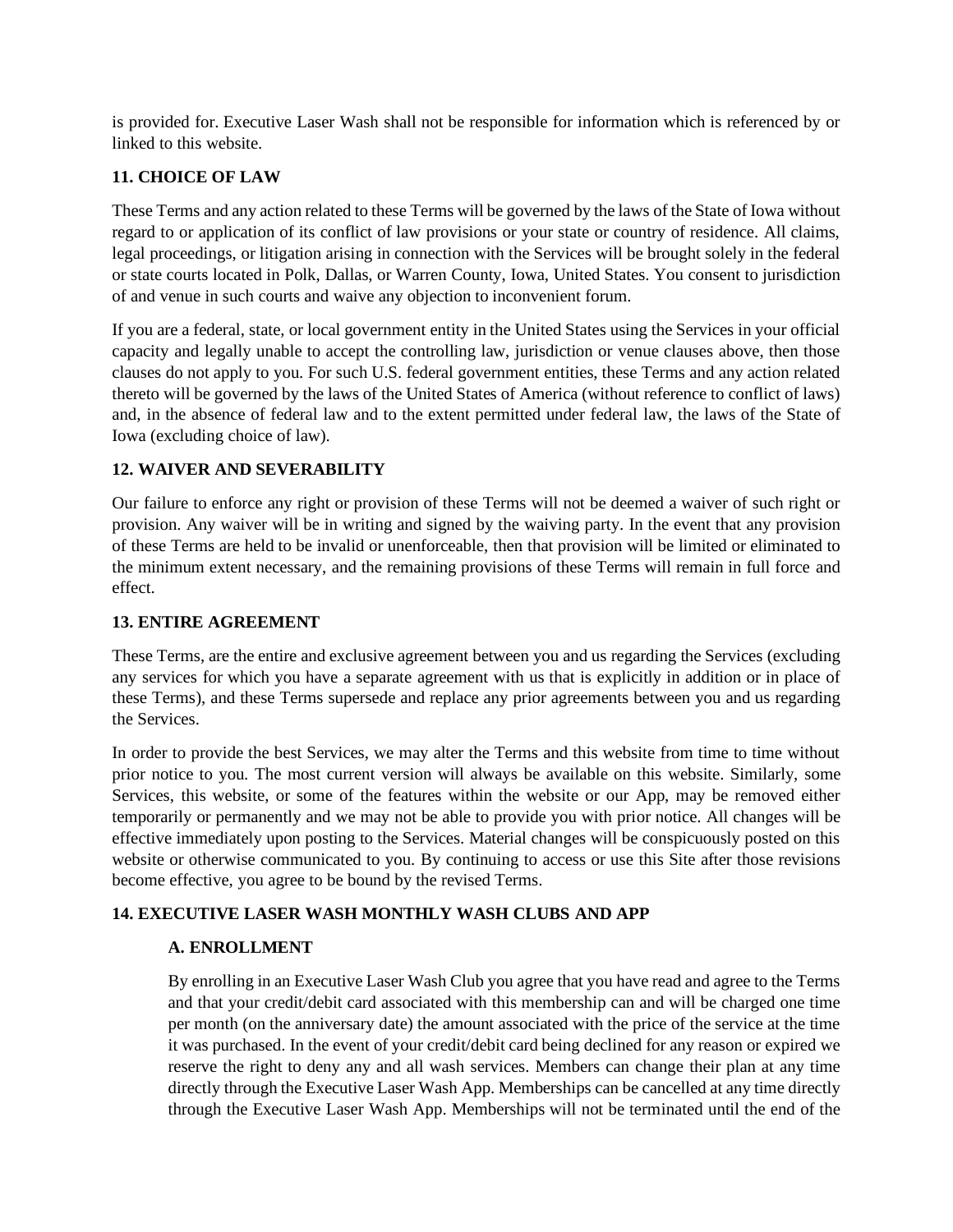is provided for. Executive Laser Wash shall not be responsible for information which is referenced by or linked to this website.

## 11. CHOICE OF LAW

These Terms and any action related to these Terms will be governed by the laws of the State of Iowa without regard to or application of its conflict of law provisions or your state or country of residence. All claims, legal proceedings, or litigation arising in connection with the Services will be brought solely in the federal or state courts located in Polk, Dallas, or Warren County, Iowa, United States. You consent to jurisdiction of and venue in such courts and waive any objection to inconvenient forum.

If you are a federal, state, or local government entity in the United States using the Services in your official capacity and legally unable to accept the controlling law, jurisdiction or venue clauses above, then those clauses do not apply to you. For such U.S. federal government entities, these Terms and any action related thereto will be governed by the laws of the United States of America (without reference to conflict of laws) and, in the absence of federal law and to the extent permitted under federal law, the laws of the State of Iowa (excluding choice of law).

## 12. WAIVER AND SEVERABILITY

Our failure to enforce any right or provision of these Terms will not be deemed a waiver of such right or provision. Any waiver will be in writing and signed by the waiving party. In the event that any provision of these Terms are held to be invalid or unenforceable, then that provision will be limited or eliminated to the minimum extent necessary, and the remaining provisions of these Terms will remain in full force and effect.

## 13. ENTIRE AGREEMENT

These Terms, are the entire and exclusive agreement between you and us regarding the Services (excluding any services for which you have a separate agreement with us that is explicitly in addition or in place of these Terms), and these Terms supersede and replace any prior agreements between you and us regarding the Services.

In order to provide the best Services, we may alter the Terms and this website from time to time without prior notice to you. The most current version will always be available on this website. Similarly, some Services, this website, or some of the features within the website or our App, may be removed either temporarily or permanently and we may not be able to provide you with prior notice. All changes will be effective immediately upon posting to the Services. Material changes will be conspicuously posted on this website or otherwise communicated to you. By continuing to access or use this Site after those revisions become effective, you agree to be bound by the revised Terms.

## 14. EXECUTIVE LASER WASH MONTHLY WASH CLUBS AND APP

### A. ENROLLMENT

By enrolling in an Executive Laser Wash Club you agree that you have read and agree to the Terms and that your credit/debit card associated with this membership can and will be charged one time per month (on the anniversary date) the amount associated with the price of the service at the time it was purchased. In the event of your credit/debit card being declined for any reason or expired we reserve the right to deny any and all wash services. Members can change their plan at any time directly through the Executive Laser Wash App. Memberships can be cancelled at any time directly through the Executive Laser Wash App. Memberships will not be terminated until the end of the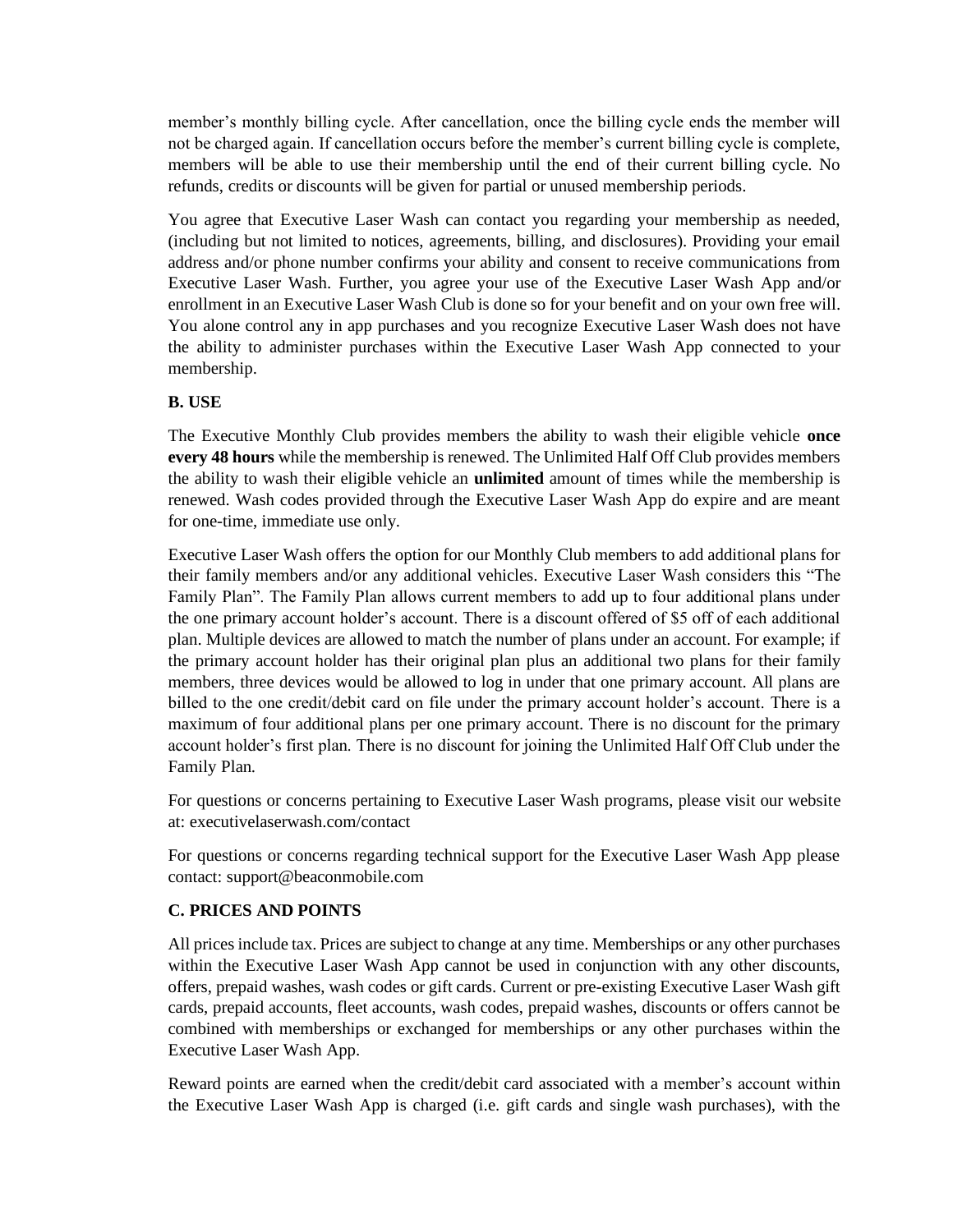member's monthly billing cycle. After cancellation, once the billing cycle ends the member will not be charged again. If cancellation occurs before the member's current billing cycle is complete, members will be able to use their membership until the end of their current billing cycle. No refunds, credits or discounts will be given for partial or unused membership periods.

You agree that Executive Laser Wash can contact you regarding your membership as needed, (including but not limited to notices, agreements, billing, and disclosures). Providing your email address and/or phone number confirms your ability and consent to receive communications from Executive Laser Wash. Further, you agree your use of the Executive Laser Wash App and/or enrollment in an Executive Laser Wash Club is done so for your benefit and on your own free will. You alone control any in app purchases and you recognize Executive Laser Wash does not have the ability to administer purchases within the Executive Laser Wash App connected to your membership.

**B. USE**

The Executive Monthly Club provides members the ability to wash their eligible vehicle **once every 48 hours** while the membership is renewed. The Unlimited Half Off Club provides members the ability to wash their eligible vehicle an **unlimited** amount of times while the membership is renewed. Wash codes provided through the Executive Laser Wash App do expire and are meant for one-time, immediate use only.

Executive Laser Wash offers the option for our Monthly Club members to add additional plans for their family members and/or any additional vehicles. Executive Laser Wash considers this "The Family Plan". The Family Plan allows current members to add up to four additional plans under the one primary account holder's account. There is a discount offered of $5 off of each additional plan. Multiple devices are allowed to match the number of plans under an account. For example; if the primary account holder has their original plan plus an additional two plans for their family members, three devices would be allowed to log in under that one primary account. All plans are billed to the one credit/debit card on file under the primary account holder's account. There is a maximum of four additional plans per one primary account. There is no discount for the primary account holder's first plan. There is no discount for joining the Unlimited Half Off Club under the Family Plan.

For questions or concerns pertaining to Executive Laser Wash programs, please visit our website at: executivelaserwash.com/contact

For questions or concerns regarding technical support for the Executive Laser Wash App please contact: support@beaconmobile.com

**C. PRICES AND POINTS**

All prices include tax. Prices are subject to change at any time. Memberships or any other purchases within the Executive Laser Wash App cannot be used in conjunction with any other discounts, offers, prepaid washes, wash codes or gift cards. Current or pre-existing Executive Laser Wash gift cards, prepaid accounts, fleet accounts, wash codes, prepaid washes, discounts or offers cannot be combined with memberships or exchanged for memberships or any other purchases within the Executive Laser Wash App.

Reward points are earned when the credit/debit card associated with a member's account within the Executive Laser Wash App is charged (i.e. gift cards and single wash purchases), with the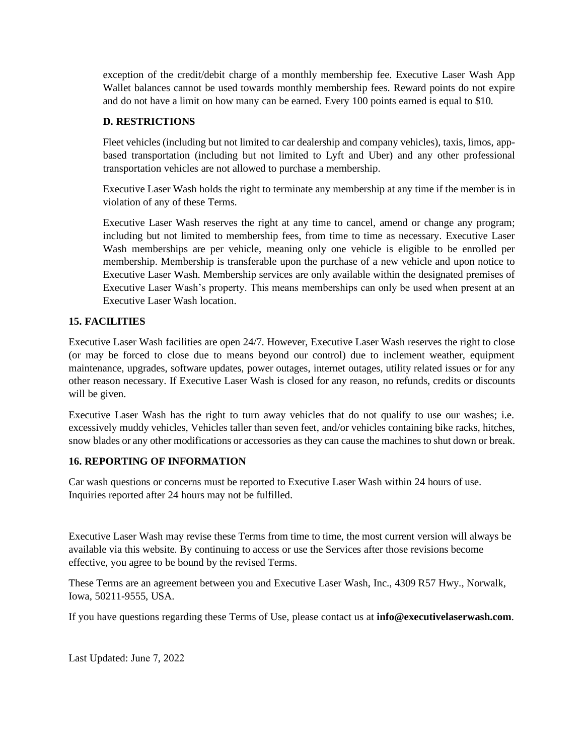exception of the credit/debit charge of a monthly membership fee. Executive Laser Wash App Wallet balances cannot be used towards monthly membership fees. Reward points do not expire and do not have a limit on how many can be earned. Every 100 points earned is equal to $10.

### D. RESTRICTIONS

Fleet vehicles (including but not limited to car dealership and company vehicles), taxis, limos, app-based transportation (including but not limited to Lyft and Uber) and any other professional transportation vehicles are not allowed to purchase a membership.

Executive Laser Wash holds the right to terminate any membership at any time if the member is in violation of any of these Terms.

Executive Laser Wash reserves the right at any time to cancel, amend or change any program; including but not limited to membership fees, from time to time as necessary. Executive Laser Wash memberships are per vehicle, meaning only one vehicle is eligible to be enrolled per membership. Membership is transferable upon the purchase of a new vehicle and upon notice to Executive Laser Wash. Membership services are only available within the designated premises of Executive Laser Wash's property. This means memberships can only be used when present at an Executive Laser Wash location.

## 15. FACILITIES

Executive Laser Wash facilities are open 24/7. However, Executive Laser Wash reserves the right to close (or may be forced to close due to means beyond our control) due to inclement weather, equipment maintenance, upgrades, software updates, power outages, internet outages, utility related issues or for any other reason necessary. If Executive Laser Wash is closed for any reason, no refunds, credits or discounts will be given.

Executive Laser Wash has the right to turn away vehicles that do not qualify to use our washes; i.e. excessively muddy vehicles, Vehicles taller than seven feet, and/or vehicles containing bike racks, hitches, snow blades or any other modifications or accessories as they can cause the machines to shut down or break.

## 16. REPORTING OF INFORMATION

Car wash questions or concerns must be reported to Executive Laser Wash within 24 hours of use. Inquiries reported after 24 hours may not be fulfilled.

Executive Laser Wash may revise these Terms from time to time, the most current version will always be available via this website. By continuing to access or use the Services after those revisions become effective, you agree to be bound by the revised Terms.

These Terms are an agreement between you and Executive Laser Wash, Inc., 4309 R57 Hwy., Norwalk, Iowa, 50211-9555, USA.

If you have questions regarding these Terms of Use, please contact us at **info@executivelaserwash.com**.

Last Updated: June 7, 2022